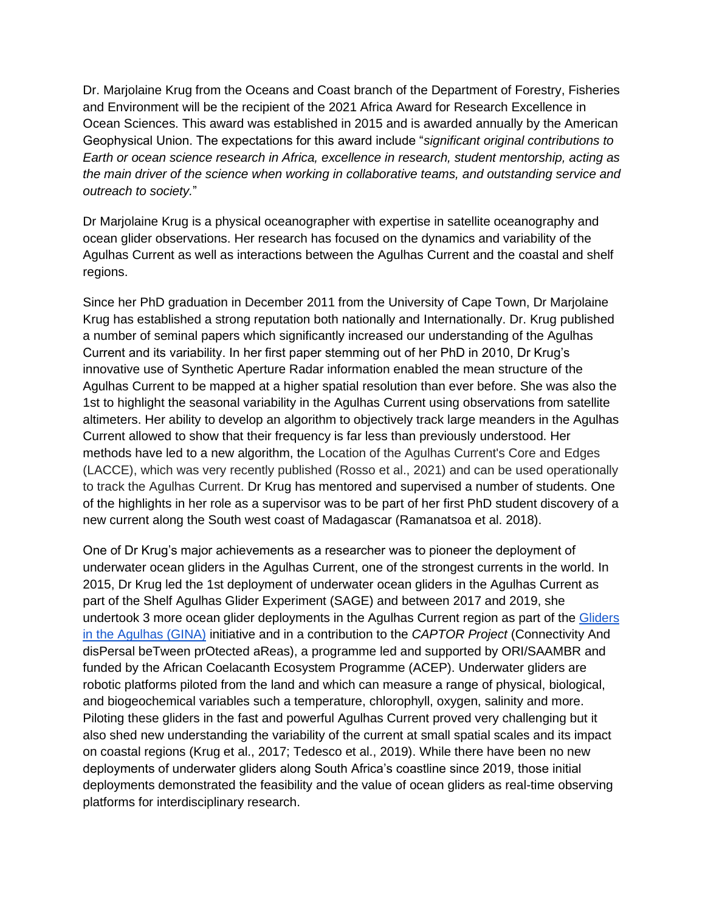Dr. Marjolaine Krug from the Oceans and Coast branch of the Department of Forestry, Fisheries and Environment will be the recipient of the 2021 Africa Award for Research Excellence in Ocean Sciences. This award was established in 2015 and is awarded annually by the American Geophysical Union. The expectations for this award include "*significant original contributions to Earth or ocean science research in Africa, excellence in research, student mentorship, acting as the main driver of the science when working in collaborative teams, and outstanding service and outreach to society.*"

Dr Marjolaine Krug is a physical oceanographer with expertise in satellite oceanography and ocean glider observations. Her research has focused on the dynamics and variability of the Agulhas Current as well as interactions between the Agulhas Current and the coastal and shelf regions.

Since her PhD graduation in December 2011 from the University of Cape Town, Dr Marjolaine Krug has established a strong reputation both nationally and Internationally. Dr. Krug published a number of seminal papers which significantly increased our understanding of the Agulhas Current and its variability. In her first paper stemming out of her PhD in 2010, Dr Krug's innovative use of Synthetic Aperture Radar information enabled the mean structure of the Agulhas Current to be mapped at a higher spatial resolution than ever before. She was also the 1st to highlight the seasonal variability in the Agulhas Current using observations from satellite altimeters. Her ability to develop an algorithm to objectively track large meanders in the Agulhas Current allowed to show that their frequency is far less than previously understood. Her methods have led to a new algorithm, the Location of the Agulhas Current's Core and Edges (LACCE), which was very recently published (Rosso et al., 2021) and can be used operationally to track the Agulhas Current. Dr Krug has mentored and supervised a number of students. One of the highlights in her role as a supervisor was to be part of her first PhD student discovery of a new current along the South west coast of Madagascar (Ramanatsoa et al. 2018).

One of Dr Krug's major achievements as a researcher was to pioneer the deployment of underwater ocean gliders in the Agulhas Current, one of the strongest currents in the world. In 2015, Dr Krug led the 1st deployment of underwater ocean gliders in the Agulhas Current as part of the Shelf Agulhas Glider Experiment (SAGE) and between 2017 and 2019, she undertook 3 more ocean glider deployments in the Agulhas Current region as part of the [Gliders in the Agulhas (GINA)] initiative and in a contribution to the *CAPTOR Project* (Connectivity And disPersal beTween prOtected aReas), a programme led and supported by ORI/SAAMBR and funded by the African Coelacanth Ecosystem Programme (ACEP). Underwater gliders are robotic platforms piloted from the land and which can measure a range of physical, biological, and biogeochemical variables such a temperature, chlorophyll, oxygen, salinity and more. Piloting these gliders in the fast and powerful Agulhas Current proved very challenging but it also shed new understanding the variability of the current at small spatial scales and its impact on coastal regions (Krug et al., 2017; Tedesco et al., 2019). While there have been no new deployments of underwater gliders along South Africa's coastline since 2019, those initial deployments demonstrated the feasibility and the value of ocean gliders as real-time observing platforms for interdisciplinary research.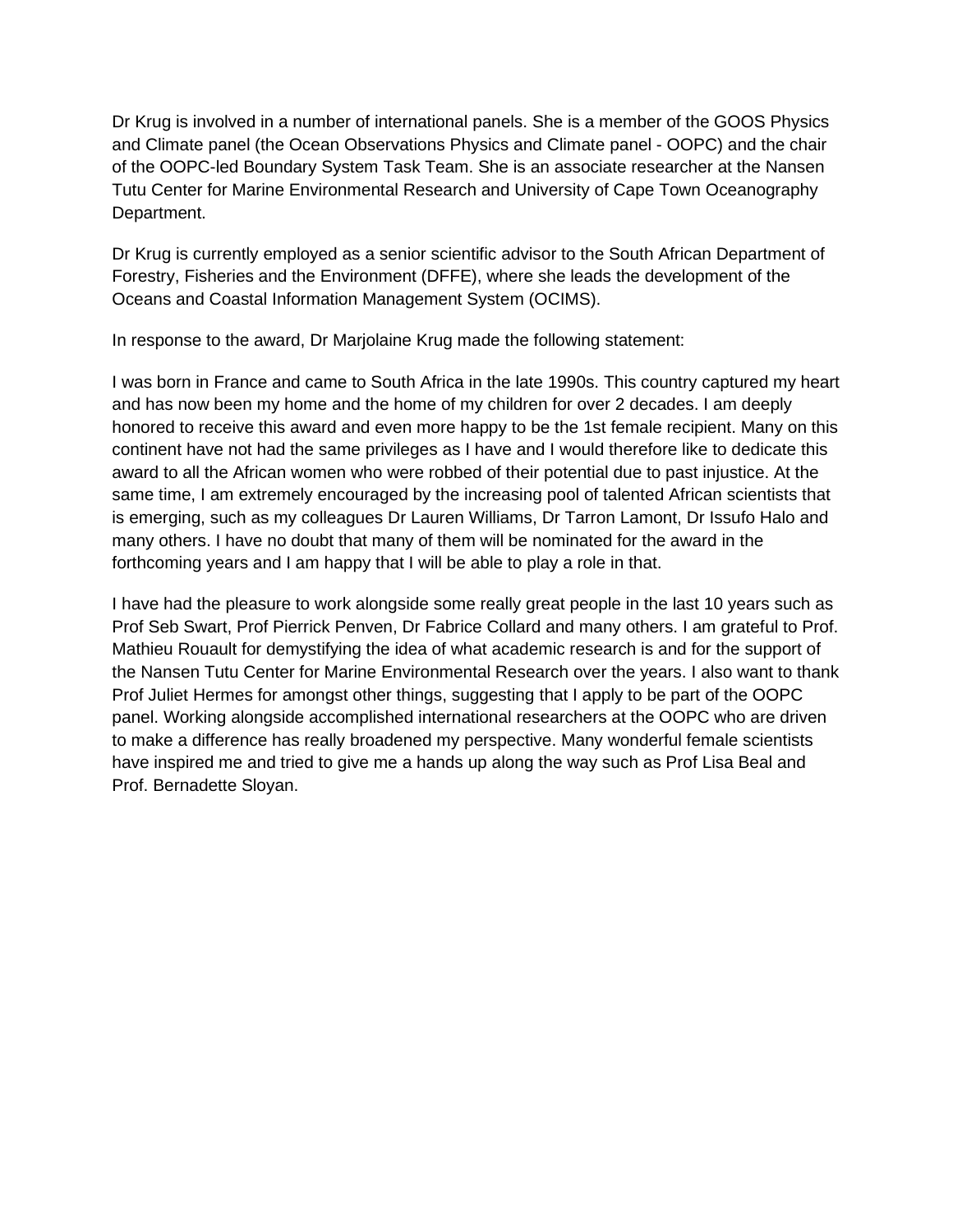Dr Krug is involved in a number of international panels. She is a member of the GOOS Physics and Climate panel (the Ocean Observations Physics and Climate panel - OOPC) and the chair of the OOPC-led Boundary System Task Team. She is an associate researcher at the Nansen Tutu Center for Marine Environmental Research and University of Cape Town Oceanography Department.

Dr Krug is currently employed as a senior scientific advisor to the South African Department of Forestry, Fisheries and the Environment (DFFE), where she leads the development of the Oceans and Coastal Information Management System (OCIMS).

In response to the award, Dr Marjolaine Krug made the following statement:

I was born in France and came to South Africa in the late 1990s. This country captured my heart and has now been my home and the home of my children for over 2 decades. I am deeply honored to receive this award and even more happy to be the 1st female recipient. Many on this continent have not had the same privileges as I have and I would therefore like to dedicate this award to all the African women who were robbed of their potential due to past injustice. At the same time, I am extremely encouraged by the increasing pool of talented African scientists that is emerging, such as my colleagues Dr Lauren Williams, Dr Tarron Lamont, Dr Issufo Halo and many others. I have no doubt that many of them will be nominated for the award in the forthcoming years and I am happy that I will be able to play a role in that.

I have had the pleasure to work alongside some really great people in the last 10 years such as Prof Seb Swart, Prof Pierrick Penven, Dr Fabrice Collard and many others. I am grateful to Prof. Mathieu Rouault for demystifying the idea of what academic research is and for the support of the Nansen Tutu Center for Marine Environmental Research over the years. I also want to thank Prof Juliet Hermes for amongst other things, suggesting that I apply to be part of the OOPC panel. Working alongside accomplished international researchers at the OOPC who are driven to make a difference has really broadened my perspective. Many wonderful female scientists have inspired me and tried to give me a hands up along the way such as Prof Lisa Beal and Prof. Bernadette Sloyan.